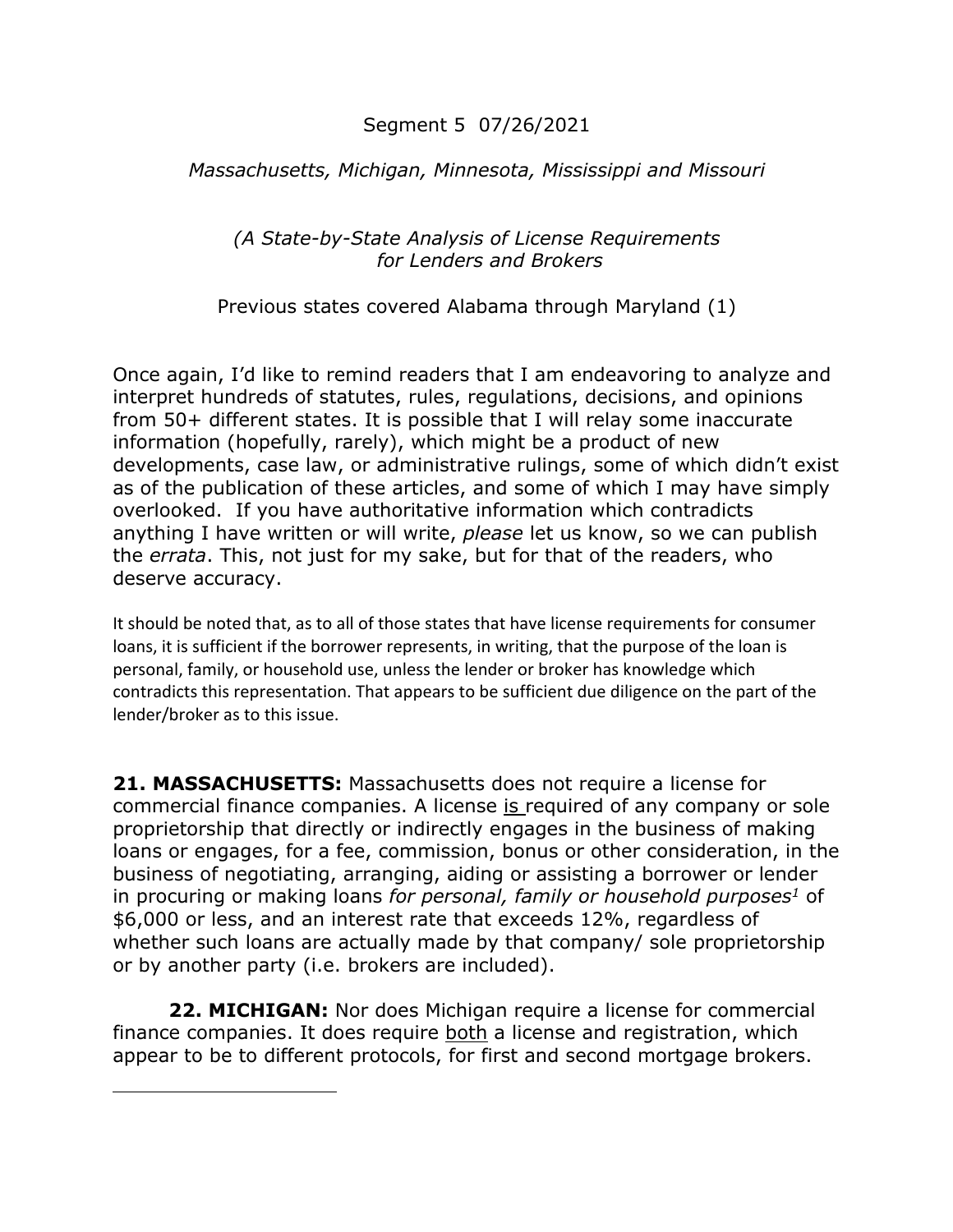Segment 5 07/26/2021

*Massachusetts, Michigan, Minnesota, Mississippi and Missouri*

*(A State-by-State Analysis of License Requirements for Lenders and Brokers*

Previous states covered Alabama through Maryland (1)

Once again, I'd like to remind readers that I am endeavoring to analyze and interpret hundreds of statutes, rules, regulations, decisions, and opinions from 50+ different states. It is possible that I will relay some inaccurate information (hopefully, rarely), which might be a product of new developments, case law, or administrative rulings, some of which didn't exist as of the publication of these articles, and some of which I may have simply overlooked. If you have authoritative information which contradicts anything I have written or will write, *please* let us know, so we can publish the *errata*. This, not just for my sake, but for that of the readers, who deserve accuracy.

It should be noted that, as to all of those states that have license requirements for consumer loans, it is sufficient if the borrower represents, in writing, that the purpose of the loan is personal, family, or household use, unless the lender or broker has knowledge which contradicts this representation. That appears to be sufficient due diligence on the part of the lender/broker as to this issue.

**21. MASSACHUSETTS:** Massachusetts does not require a license for commercial finance companies. A license is required of any company or sole proprietorship that directly or indirectly engages in the business of making loans or engages, for a fee, commission, bonus or other consideration, in the business of negotiating, arranging, aiding or assisting a borrower or lender in procuring or making loans *for personal, family or household purposes*[1] of $6,000 or less, and an interest rate that exceeds 12%, regardless of whether such loans are actually made by that company/ sole proprietorship or by another party (i.e. brokers are included).

**22. MICHIGAN:** Nor does Michigan require a license for commercial finance companies. It does require both a license and registration, which appear to be to different protocols, for first and second mortgage brokers.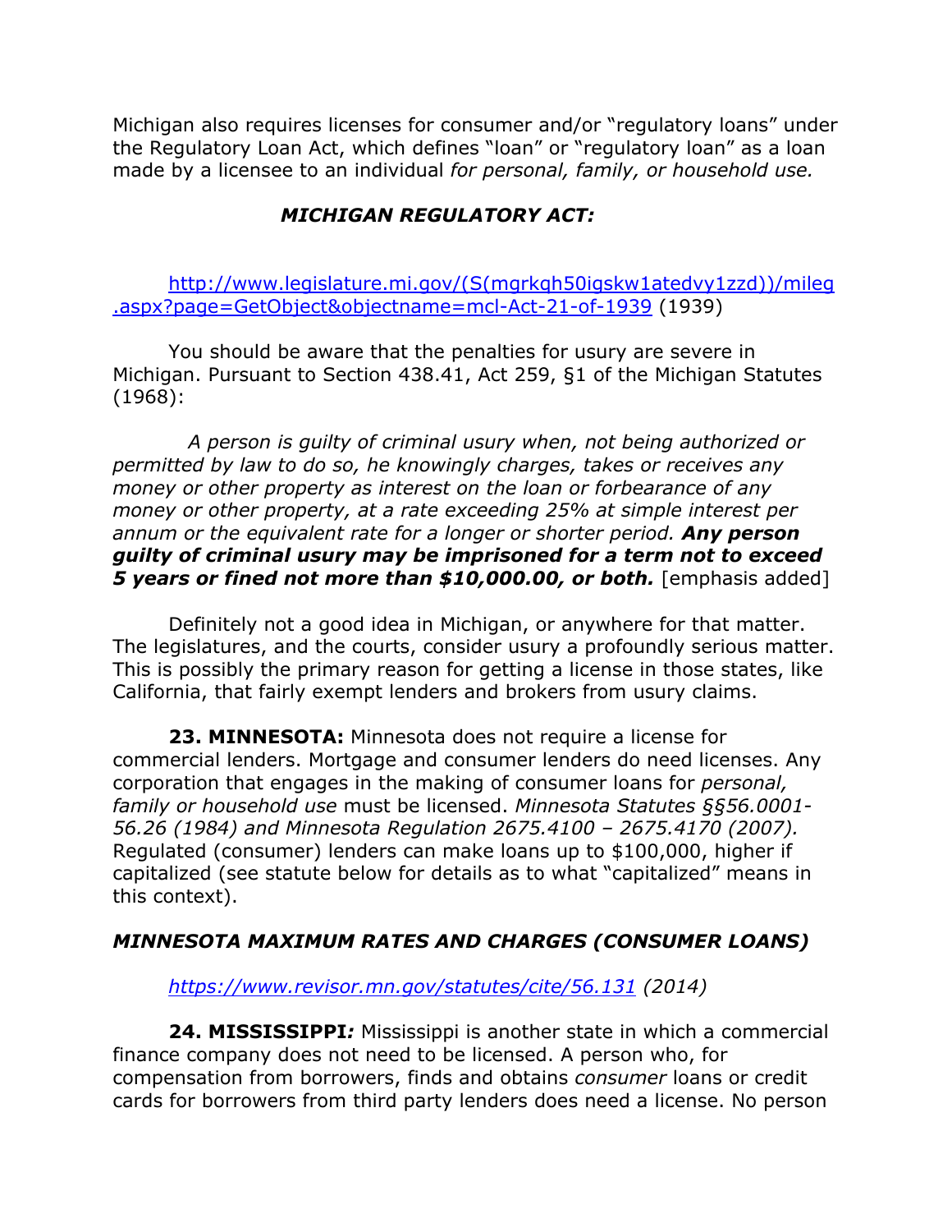Michigan also requires licenses for consumer and/or "regulatory loans" under the Regulatory Loan Act, which defines "loan" or "regulatory loan" as a loan made by a licensee to an individual *for personal, family, or household use.*

### *MICHIGAN REGULATORY ACT:*

[http://www.legislature.mi.gov/(S(mgrkqh50igskw1atedvy1zzd))/mileg.aspx?page=GetObject&objectname=mcl-Act-21-of-1939](http://www.legislature.mi.gov/(S(mgrkqh50igskw1atedvy1zzd))/mileg.aspx?page=GetObject&objectname=mcl-Act-21-of-1939) (1939)

You should be aware that the penalties for usury are severe in Michigan. Pursuant to Section 438.41, Act 259, §1 of the Michigan Statutes (1968):

*A person is guilty of criminal usury when, not being authorized or permitted by law to do so, he knowingly charges, takes or receives any money or other property as interest on the loan or forbearance of any money or other property, at a rate exceeding 25% at simple interest per annum or the equivalent rate for a longer or shorter period.* ***Any person guilty of criminal usury may be imprisoned for a term not to exceed 5 years or fined not more than $10,000.00, or both.*** [emphasis added]

Definitely not a good idea in Michigan, or anywhere for that matter. The legislatures, and the courts, consider usury a profoundly serious matter. This is possibly the primary reason for getting a license in those states, like California, that fairly exempt lenders and brokers from usury claims.

**23. MINNESOTA:** Minnesota does not require a license for commercial lenders. Mortgage and consumer lenders do need licenses. Any corporation that engages in the making of consumer loans for *personal, family or household use* must be licensed. *Minnesota Statutes §§56.0001-56.26 (1984) and Minnesota Regulation 2675.4100 – 2675.4170 (2007).* Regulated (consumer) lenders can make loans up to $100,000, higher if capitalized (see statute below for details as to what "capitalized" means in this context).

### *MINNESOTA MAXIMUM RATES AND CHARGES (CONSUMER LOANS)*

*[https://www.revisor.mn.gov/statutes/cite/56.131](https://www.revisor.mn.gov/statutes/cite/56.131) (2014)*

**24. MISSISSIPPI*:*** Mississippi is another state in which a commercial finance company does not need to be licensed. A person who, for compensation from borrowers, finds and obtains *consumer* loans or credit cards for borrowers from third party lenders does need a license. No person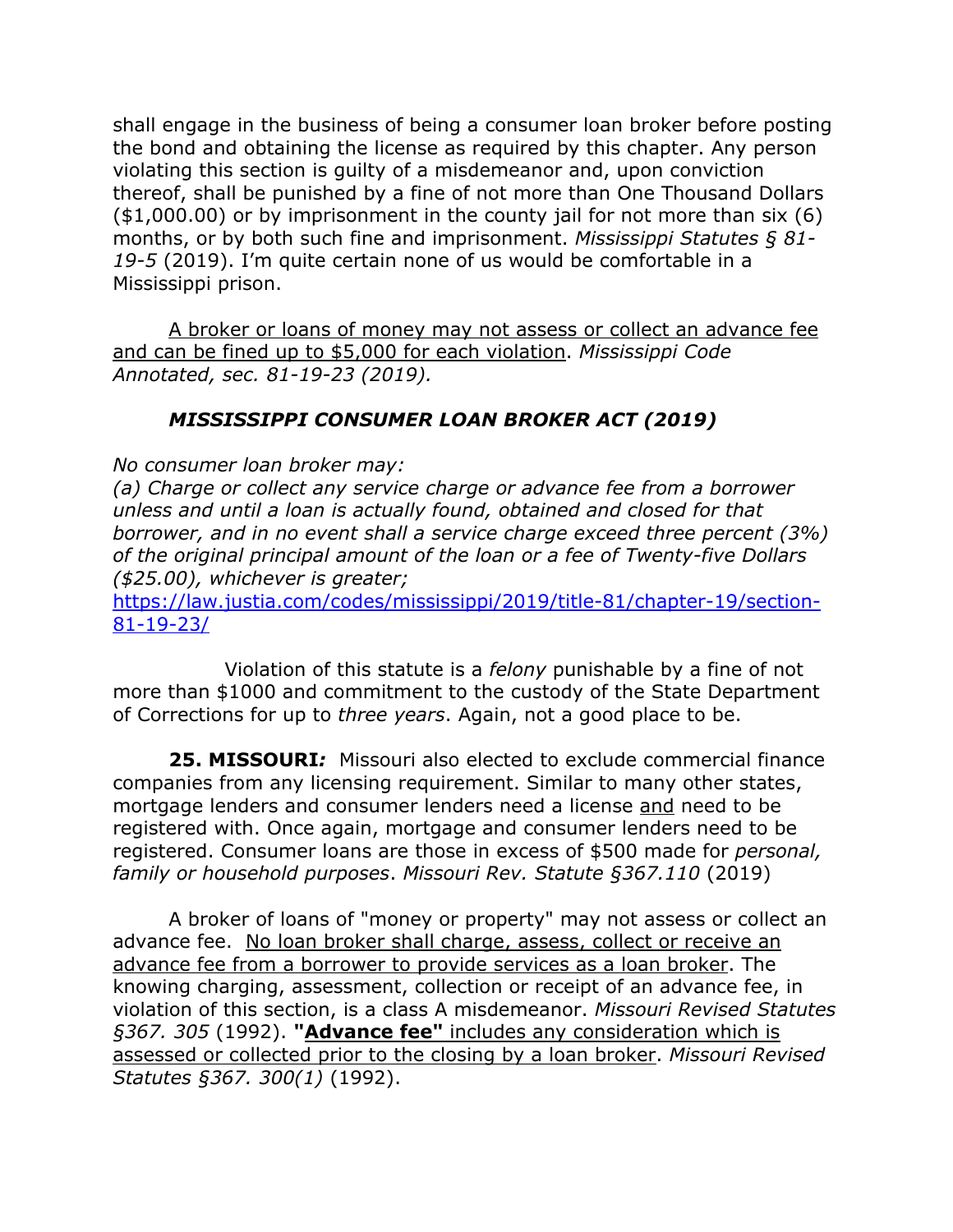shall engage in the business of being a consumer loan broker before posting the bond and obtaining the license as required by this chapter. Any person violating this section is guilty of a misdemeanor and, upon conviction thereof, shall be punished by a fine of not more than One Thousand Dollars ($1,000.00) or by imprisonment in the county jail for not more than six (6) months, or by both such fine and imprisonment. *Mississippi Statutes § 81-19-5* (2019). I'm quite certain none of us would be comfortable in a Mississippi prison.

<u>A broker or loans of money may not assess or collect an advance fee and can be fined up to $5,000 for each violation</u>. *Mississippi Code Annotated, sec. 81-19-23 (2019).*

***MISSISSIPPI CONSUMER LOAN BROKER ACT (2019)***

*No consumer loan broker may:*
*(a) Charge or collect any service charge or advance fee from a borrower unless and until a loan is actually found, obtained and closed for that borrower, and in no event shall a service charge exceed three percent (3%) of the original principal amount of the loan or a fee of Twenty-five Dollars ($25.00), whichever is greater;*
https://law.justia.com/codes/mississippi/2019/title-81/chapter-19/section-81-19-23/

Violation of this statute is a *felony* punishable by a fine of not more than $1000 and commitment to the custody of the State Department of Corrections for up to *three years*. Again, not a good place to be.

**25. MISSOURI*:*** Missouri also elected to exclude commercial finance companies from any licensing requirement. Similar to many other states, mortgage lenders and consumer lenders need a license <u>and</u> need to be registered with. Once again, mortgage and consumer lenders need to be registered. Consumer loans are those in excess of $500 made for *personal, family or household purposes*. *Missouri Rev. Statute §367.110* (2019)

A broker of loans of "money or property" may not assess or collect an advance fee. <u>No loan broker shall charge, assess, collect or receive an advance fee from a borrower to provide services as a loan broker</u>. The knowing charging, assessment, collection or receipt of an advance fee, in violation of this section, is a class A misdemeanor. *Missouri Revised Statutes §367. 305* (1992). <u>**"Advance fee"** includes any consideration which is assessed or collected prior to the closing by a loan broker</u>. *Missouri Revised Statutes §367. 300(1)* (1992).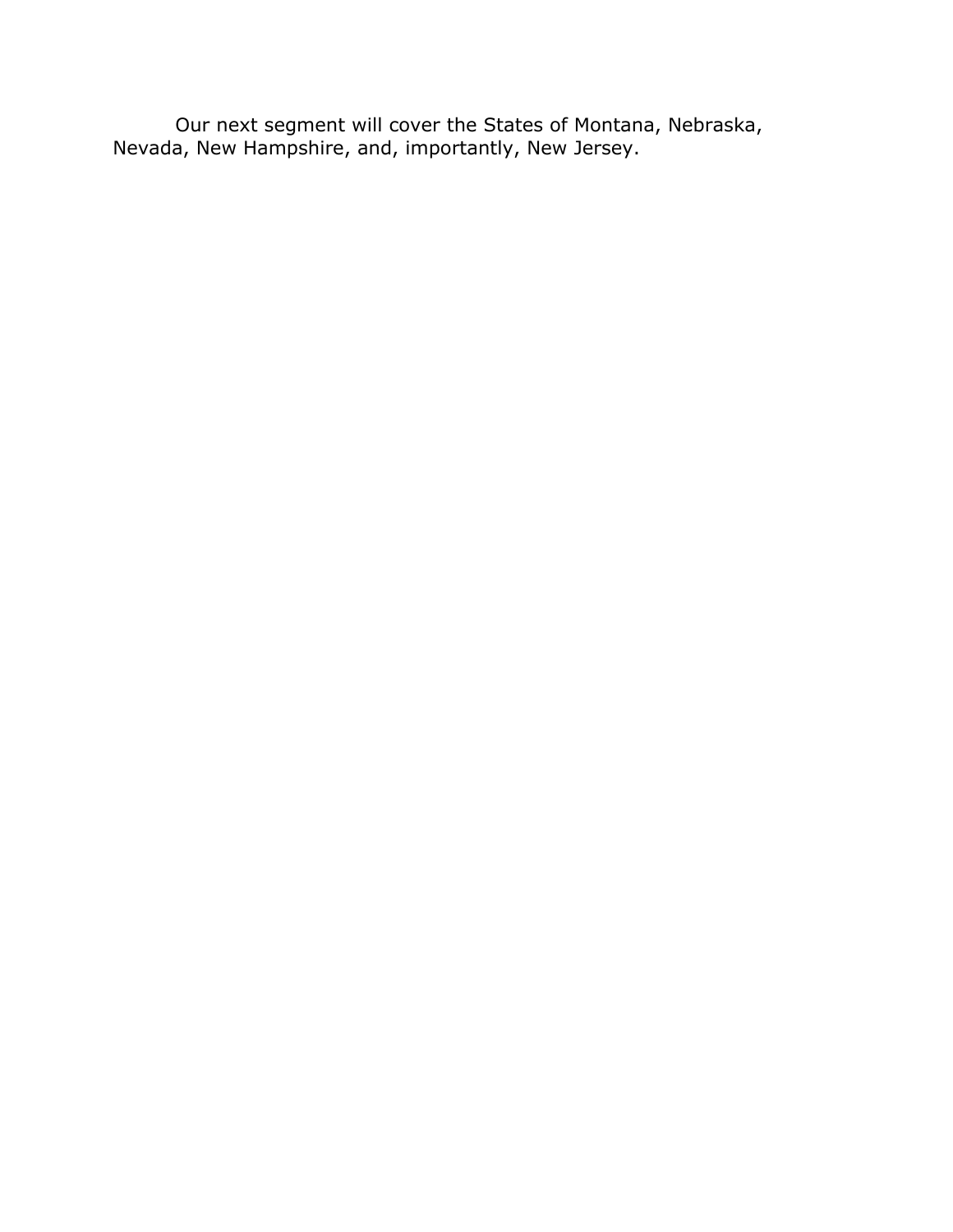Our next segment will cover the States of Montana, Nebraska, Nevada, New Hampshire, and, importantly, New Jersey.